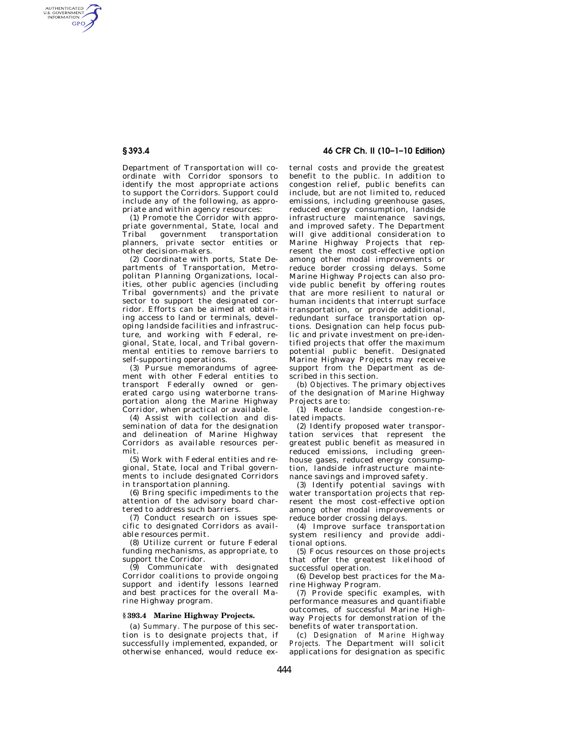Department of Transportation will coordinate with Corridor sponsors to identify the most appropriate actions to support the Corridors. Support could include any of the following, as appropriate and within agency resources:

(1) Promote the Corridor with appropriate governmental, State, local and Tribal government transportation planners, private sector entities or other decision-makers.

(2) Coordinate with ports, State Departments of Transportation, Metropolitan Planning Organizations, localities, other public agencies (including Tribal governments) and the private sector to support the designated corridor. Efforts can be aimed at obtaining access to land or terminals, developing landside facilities and infrastructure, and working with Federal, regional, State, local, and Tribal governmental entities to remove barriers to self-supporting operations.

(3) Pursue memorandums of agreement with other Federal entities to transport Federally owned or generated cargo using waterborne transportation along the Marine Highway Corridor, when practical or available.

(4) Assist with collection and dissemination of data for the designation and delineation of Marine Highway Corridors as available resources permit.

(5) Work with Federal entities and regional, State, local and Tribal governments to include designated Corridors in transportation planning.

(6) Bring specific impediments to the attention of the advisory board chartered to address such barriers.

(7) Conduct research on issues specific to designated Corridors as available resources permit.

(8) Utilize current or future Federal funding mechanisms, as appropriate, to support the Corridor.

(9) Communicate with designated Corridor coalitions to provide ongoing support and identify lessons learned and best practices for the overall Marine Highway program.

## § 393.4 Marine Highway Projects.

(a) *Summary.* The purpose of this section is to designate projects that, if successfully implemented, expanded, or otherwise enhanced, would reduce external costs and provide the greatest benefit to the public. In addition to congestion relief, public benefits can include, but are not limited to, reduced emissions, including greenhouse gases, reduced energy consumption, landside infrastructure maintenance savings, and improved safety. The Department will give additional consideration to Marine Highway Projects that represent the most cost-effective option among other modal improvements or reduce border crossing delays. Some Marine Highway Projects can also provide public benefit by offering routes that are more resilient to natural or human incidents that interrupt surface transportation, or provide additional, redundant surface transportation options. Designation can help focus public and private investment on pre-identified projects that offer the maximum potential public benefit. Designated Marine Highway Projects may receive support from the Department as described in this section.

(b) *Objectives.* The primary objectives of the designation of Marine Highway Projects are to:

(1) Reduce landside congestion-related impacts.

(2) Identify proposed water transportation services that represent the greatest public benefit as measured in reduced emissions, including greenhouse gases, reduced energy consumption, landside infrastructure maintenance savings and improved safety.

(3) Identify potential savings with water transportation projects that represent the most cost-effective option among other modal improvements or reduce border crossing delays.

(4) Improve surface transportation system resiliency and provide additional options.

(5) Focus resources on those projects that offer the greatest likelihood of successful operation.

(6) Develop best practices for the Marine Highway Program.

(7) Provide specific examples, with performance measures and quantifiable outcomes, of successful Marine Highway Projects for demonstration of the benefits of water transportation.

(c) *Designation of Marine Highway Projects.* The Department will solicit applications for designation as specific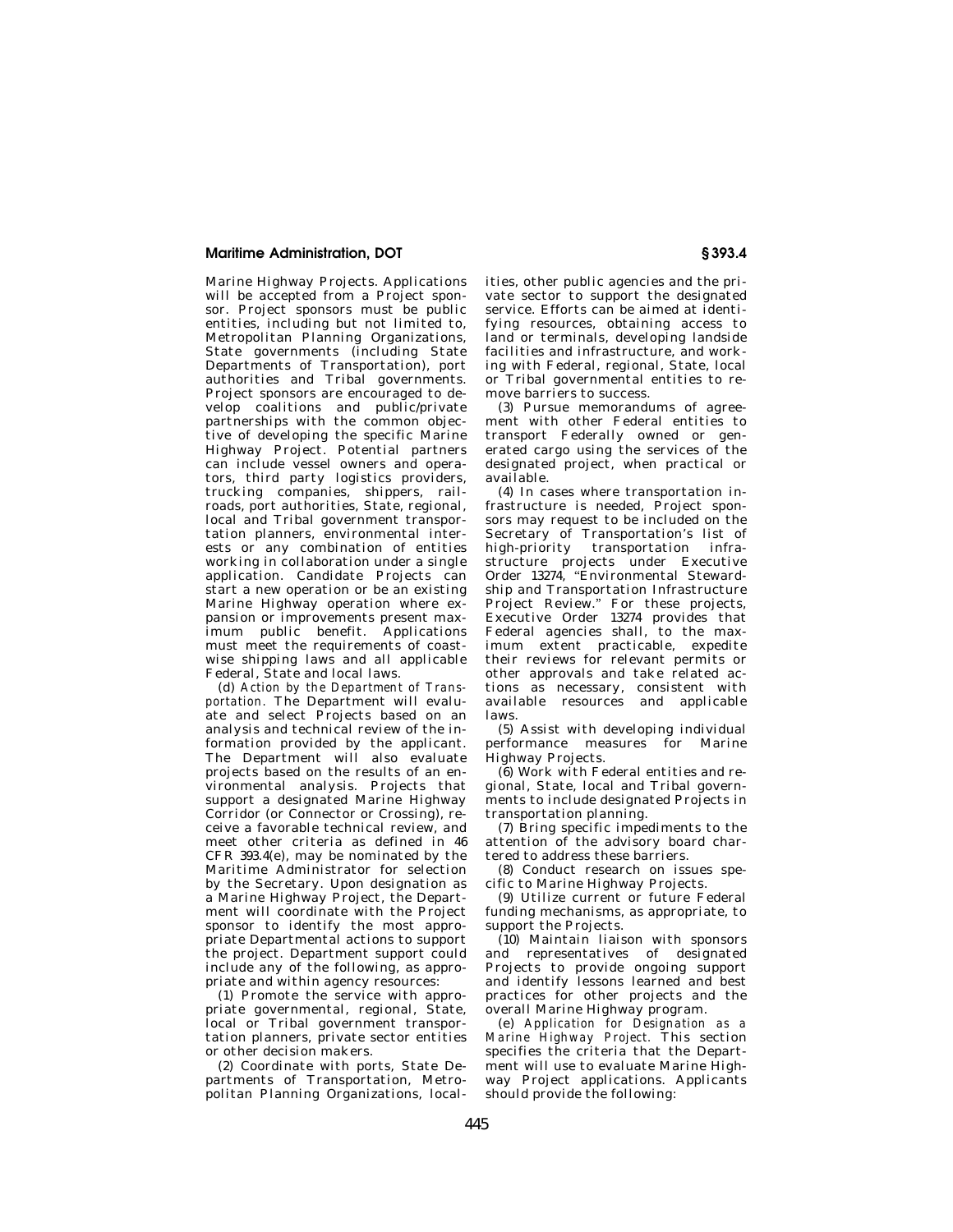Marine Highway Projects. Applications will be accepted from a Project sponsor. Project sponsors must be public entities, including but not limited to, Metropolitan Planning Organizations, State governments (including State Departments of Transportation), port authorities and Tribal governments. Project sponsors are encouraged to develop coalitions and public/private partnerships with the common objective of developing the specific Marine Highway Project. Potential partners can include vessel owners and operators, third party logistics providers, trucking companies, shippers, railroads, port authorities, State, regional, local and Tribal government transportation planners, environmental interests or any combination of entities working in collaboration under a single application. Candidate Projects can start a new operation or be an existing Marine Highway operation where expansion or improvements present maximum public benefit. Applications must meet the requirements of coastwise shipping laws and all applicable Federal, State and local laws.

(d) *Action by the Department of Transportation.* The Department will evaluate and select Projects based on an analysis and technical review of the information provided by the applicant. The Department will also evaluate projects based on the results of an environmental analysis. Projects that support a designated Marine Highway Corridor (or Connector or Crossing), receive a favorable technical review, and meet other criteria as defined in 46 CFR 393.4(e), may be nominated by the Maritime Administrator for selection by the Secretary. Upon designation as a Marine Highway Project, the Department will coordinate with the Project sponsor to identify the most appropriate Departmental actions to support the project. Department support could include any of the following, as appropriate and within agency resources:

(1) Promote the service with appropriate governmental, regional, State, local or Tribal government transportation planners, private sector entities or other decision makers.

(2) Coordinate with ports, State Departments of Transportation, Metropolitan Planning Organizations, localities, other public agencies and the private sector to support the designated service. Efforts can be aimed at identifying resources, obtaining access to land or terminals, developing landside facilities and infrastructure, and working with Federal, regional, State, local or Tribal governmental entities to remove barriers to success.

(3) Pursue memorandums of agreement with other Federal entities to transport Federally owned or generated cargo using the services of the designated project, when practical or available.

(4) In cases where transportation infrastructure is needed, Project sponsors may request to be included on the Secretary of Transportation's list of high-priority transportation infrastructure projects under Executive Order 13274, "Environmental Stewardship and Transportation Infrastructure Project Review." For these projects, Executive Order 13274 provides that Federal agencies shall, to the maximum extent practicable, expedite their reviews for relevant permits or other approvals and take related actions as necessary, consistent with available resources and applicable laws.

(5) Assist with developing individual performance measures for Marine Highway Projects.

(6) Work with Federal entities and regional, State, local and Tribal governments to include designated Projects in transportation planning.

(7) Bring specific impediments to the attention of the advisory board chartered to address these barriers.

(8) Conduct research on issues specific to Marine Highway Projects.

(9) Utilize current or future Federal funding mechanisms, as appropriate, to support the Projects.

(10) Maintain liaison with sponsors and representatives of designated Projects to provide ongoing support and identify lessons learned and best practices for other projects and the overall Marine Highway program.

(e) *Application for Designation as a Marine Highway Project.* This section specifies the criteria that the Department will use to evaluate Marine Highway Project applications. Applicants should provide the following: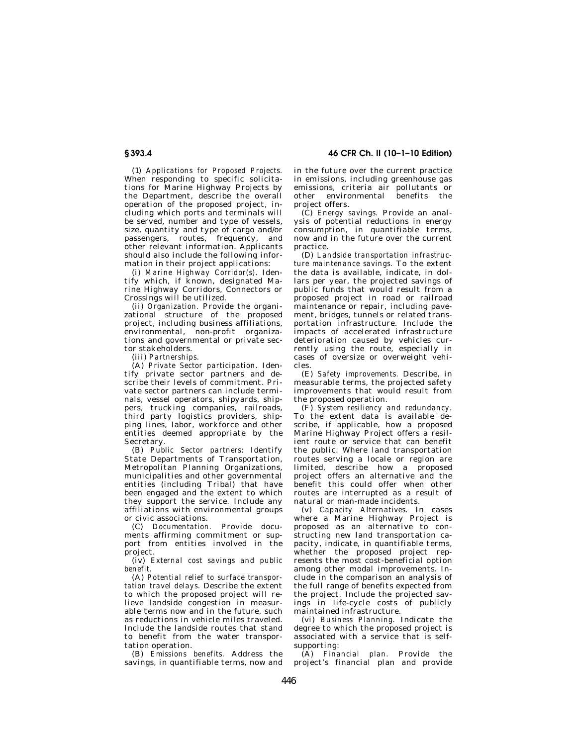(1) *Applications for Proposed Projects.* When responding to specific solicitations for Marine Highway Projects by the Department, describe the overall operation of the proposed project, including which ports and terminals will be served, number and type of vessels, size, quantity and type of cargo and/or passengers, routes, frequency, and other relevant information. Applicants should also include the following information in their project applications:

(i) *Marine Highway Corridor(s).* Identify which, if known, designated Marine Highway Corridors, Connectors or Crossings will be utilized.

(ii) *Organization.* Provide the organizational structure of the proposed project, including business affiliations, environmental, non-profit organizations and governmental or private sector stakeholders.

(iii) *Partnerships.*

(A) *Private Sector participation.* Identify private sector partners and describe their levels of commitment. Private sector partners can include terminals, vessel operators, shipyards, shippers, trucking companies, railroads, third party logistics providers, shipping lines, labor, workforce and other entities deemed appropriate by the Secretary.

(B) *Public Sector partners:* Identify State Departments of Transportation, Metropolitan Planning Organizations, municipalities and other governmental entities (including Tribal) that have been engaged and the extent to which they support the service. Include any affiliations with environmental groups or civic associations.

(C) *Documentation.* Provide documents affirming commitment or support from entities involved in the project.

(iv) *External cost savings and public benefit.*

(A) *Potential relief to surface transportation travel delays.* Describe the extent to which the proposed project will relieve landside congestion in measurable terms now and in the future, such as reductions in vehicle miles traveled. Include the landside routes that stand to benefit from the water transportation operation.

(B) *Emissions benefits.* Address the savings, in quantifiable terms, now and in the future over the current practice in emissions, including greenhouse gas emissions, criteria air pollutants or other environmental benefits the project offers.

(C) *Energy savings.* Provide an analysis of potential reductions in energy consumption, in quantifiable terms, now and in the future over the current practice.

(D) *Landside transportation infrastructure maintenance savings.* To the extent the data is available, indicate, in dollars per year, the projected savings of public funds that would result from a proposed project in road or railroad maintenance or repair, including pavement, bridges, tunnels or related transportation infrastructure. Include the impacts of accelerated infrastructure deterioration caused by vehicles currently using the route, especially in cases of oversize or overweight vehicles.

(E) *Safety improvements.* Describe, in measurable terms, the projected safety improvements that would result from the proposed operation.

(F) *System resiliency and redundancy.* To the extent data is available describe, if applicable, how a proposed Marine Highway Project offers a resilient route or service that can benefit the public. Where land transportation routes serving a locale or region are limited, describe how a proposed project offers an alternative and the benefit this could offer when other routes are interrupted as a result of natural or man-made incidents.

(v) *Capacity Alternatives.* In cases where a Marine Highway Project is proposed as an alternative to constructing new land transportation capacity, indicate, in quantifiable terms, whether the proposed project represents the most cost-beneficial option among other modal improvements. Include in the comparison an analysis of the full range of benefits expected from the project. Include the projected savings in life-cycle costs of publicly maintained infrastructure.

(vi) *Business Planning.* Indicate the degree to which the proposed project is associated with a service that is self-supporting:

(A) *Financial plan.* Provide the project's financial plan and provide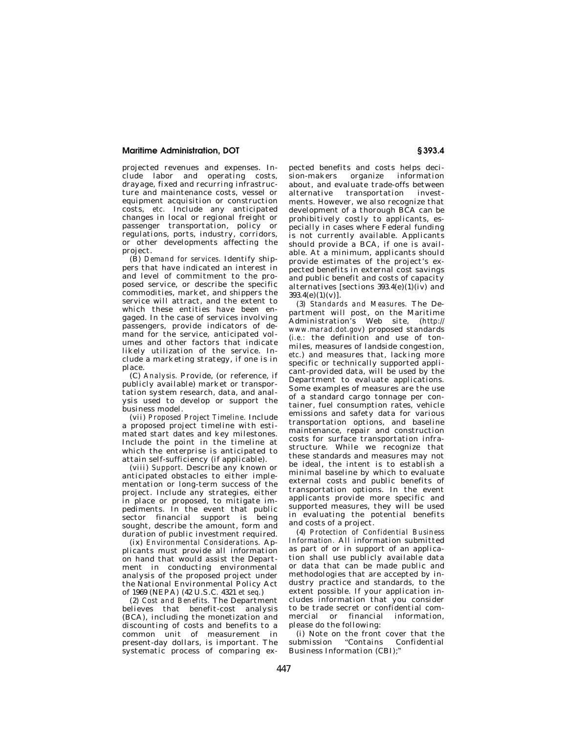projected revenues and expenses. Include labor and operating costs, drayage, fixed and recurring infrastructure and maintenance costs, vessel or equipment acquisition or construction costs, *etc.* Include any anticipated changes in local or regional freight or passenger transportation, policy or regulations, ports, industry, corridors, or other developments affecting the project.

(B) *Demand for services.* Identify shippers that have indicated an interest in and level of commitment to the proposed service, or describe the specific commodities, market, and shippers the service will attract, and the extent to which these entities have been engaged. In the case of services involving passengers, provide indicators of demand for the service, anticipated volumes and other factors that indicate likely utilization of the service. Include a marketing strategy, if one is in place.

(C) *Analysis.* Provide, (or reference, if publicly available) market or transportation system research, data, and analysis used to develop or support the business model.

(vii) *Proposed Project Timeline.* Include a proposed project timeline with estimated start dates and key milestones. Include the point in the timeline at which the enterprise is anticipated to attain self-sufficiency (if applicable).

(viii) *Support.* Describe any known or anticipated obstacles to either implementation or long-term success of the project. Include any strategies, either in place or proposed, to mitigate impediments. In the event that public sector financial support is being sought, describe the amount, form and duration of public investment required.

(ix) *Environmental Considerations.* Applicants must provide all information on hand that would assist the Department in conducting environmental analysis of the proposed project under the National Environmental Policy Act of 1969 (NEPA) (42 U.S.C. 4321 *et seq.*)

(2) *Cost and Benefits.* The Department believes that benefit-cost analysis (BCA), including the monetization and discounting of costs and benefits to a common unit of measurement in present-day dollars, is important. The systematic process of comparing expected benefits and costs helps decision-makers organize information about, and evaluate trade-offs between alternative transportation investments. However, we also recognize that development of a thorough BCA can be prohibitively costly to applicants, especially in cases where Federal funding is not currently available. Applicants should provide a BCA, if one is available. At a minimum, applicants should provide estimates of the project's expected benefits in external cost savings and public benefit and costs of capacity alternatives [sections 393.4(e)(1)(iv) and 393.4(e)(1)(v)].

(3) *Standards and Measures.* The Department will post, on the Maritime Administration's Web site, (*http://www.marad.dot.gov*) proposed standards (*i.e.*: the definition and use of ton-miles, measures of landside congestion, *etc.*) and measures that, lacking more specific or technically supported applicant-provided data, will be used by the Department to evaluate applications. Some examples of measures are the use of a standard cargo tonnage per container, fuel consumption rates, vehicle emissions and safety data for various transportation options, and baseline maintenance, repair and construction costs for surface transportation infrastructure. While we recognize that these standards and measures may not be ideal, the intent is to establish a minimal baseline by which to evaluate external costs and public benefits of transportation options. In the event applicants provide more specific and supported measures, they will be used in evaluating the potential benefits and costs of a project.

(4) *Protection of Confidential Business Information.* All information submitted as part of or in support of an application shall use publicly available data or data that can be made public and methodologies that are accepted by industry practice and standards, to the extent possible. If your application includes information that you consider to be trade secret or confidential commercial or financial information, please do the following:

(i) Note on the front cover that the submission "Contains Confidential Business Information (CBI);"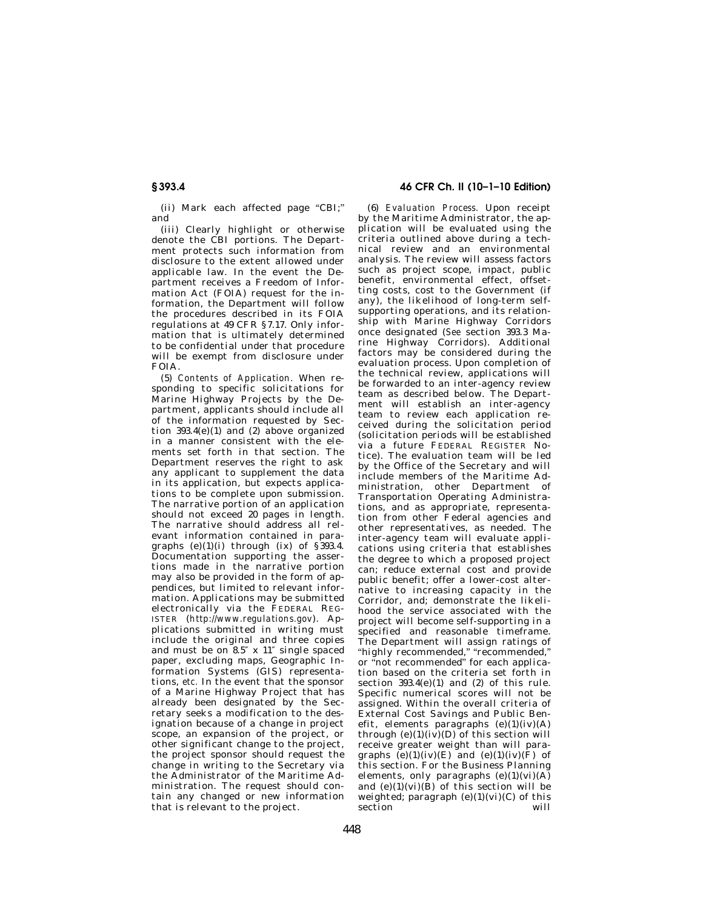(ii) Mark each affected page "CBI;" and

(iii) Clearly highlight or otherwise denote the CBI portions. The Department protects such information from disclosure to the extent allowed under applicable law. In the event the Department receives a Freedom of Information Act (FOIA) request for the information, the Department will follow the procedures described in its FOIA regulations at 49 CFR §7.17. Only information that is ultimately determined to be confidential under that procedure will be exempt from disclosure under FOIA.

(5) *Contents of Application.* When responding to specific solicitations for Marine Highway Projects by the Department, applicants should include all of the information requested by Section 393.4(e)(1) and (2) above organized in a manner consistent with the elements set forth in that section. The Department reserves the right to ask any applicant to supplement the data in its application, but expects applications to be complete upon submission. The narrative portion of an application should not exceed 20 pages in length. The narrative should address all relevant information contained in paragraphs (e)(1)(i) through (ix) of §393.4. Documentation supporting the assertions made in the narrative portion may also be provided in the form of appendices, but limited to relevant information. Applications may be submitted electronically via the FEDERAL REGISTER (*http://www.regulations.gov*). Applications submitted in writing must include the original and three copies and must be on 8.5″ x 11″ single spaced paper, excluding maps, Geographic Information Systems (GIS) representations, *etc.* In the event that the sponsor of a Marine Highway Project that has already been designated by the Secretary seeks a modification to the designation because of a change in project scope, an expansion of the project, or other significant change to the project, the project sponsor should request the change in writing to the Secretary via the Administrator of the Maritime Administration. The request should contain any changed or new information that is relevant to the project.

(6) *Evaluation Process.* Upon receipt by the Maritime Administrator, the application will be evaluated using the criteria outlined above during a technical review and an environmental analysis. The review will assess factors such as project scope, impact, public benefit, environmental effect, offsetting costs, cost to the Government (if any), the likelihood of long-term self-supporting operations, and its relationship with Marine Highway Corridors once designated (*See* section 393.3 Marine Highway Corridors). Additional factors may be considered during the evaluation process. Upon completion of the technical review, applications will be forwarded to an inter-agency review team as described below. The Department will establish an inter-agency team to review each application received during the solicitation period (solicitation periods will be established via a future FEDERAL REGISTER Notice). The evaluation team will be led by the Office of the Secretary and will include members of the Maritime Administration, other Department of Transportation Operating Administrations, and as appropriate, representation from other Federal agencies and other representatives, as needed. The inter-agency team will evaluate applications using criteria that establishes the degree to which a proposed project can; reduce external cost and provide public benefit; offer a lower-cost alternative to increasing capacity in the Corridor, and; demonstrate the likelihood the service associated with the project will become self-supporting in a specified and reasonable timeframe. The Department will assign ratings of "highly recommended," "recommended," or "not recommended" for each application based on the criteria set forth in section 393.4(e)(1) and (2) of this rule. Specific numerical scores will not be assigned. Within the overall criteria of External Cost Savings and Public Benefit, elements paragraphs (e)(1)(iv)(A) through (e)(1)(iv)(D) of this section will receive greater weight than will paragraphs (e)(1)(iv)(E) and (e)(1)(iv)(F) of this section. For the Business Planning elements, only paragraphs (e)(1)(vi)(A) and (e)(1)(vi)(B) of this section will be weighted; paragraph (e)(1)(vi)(C) of this section will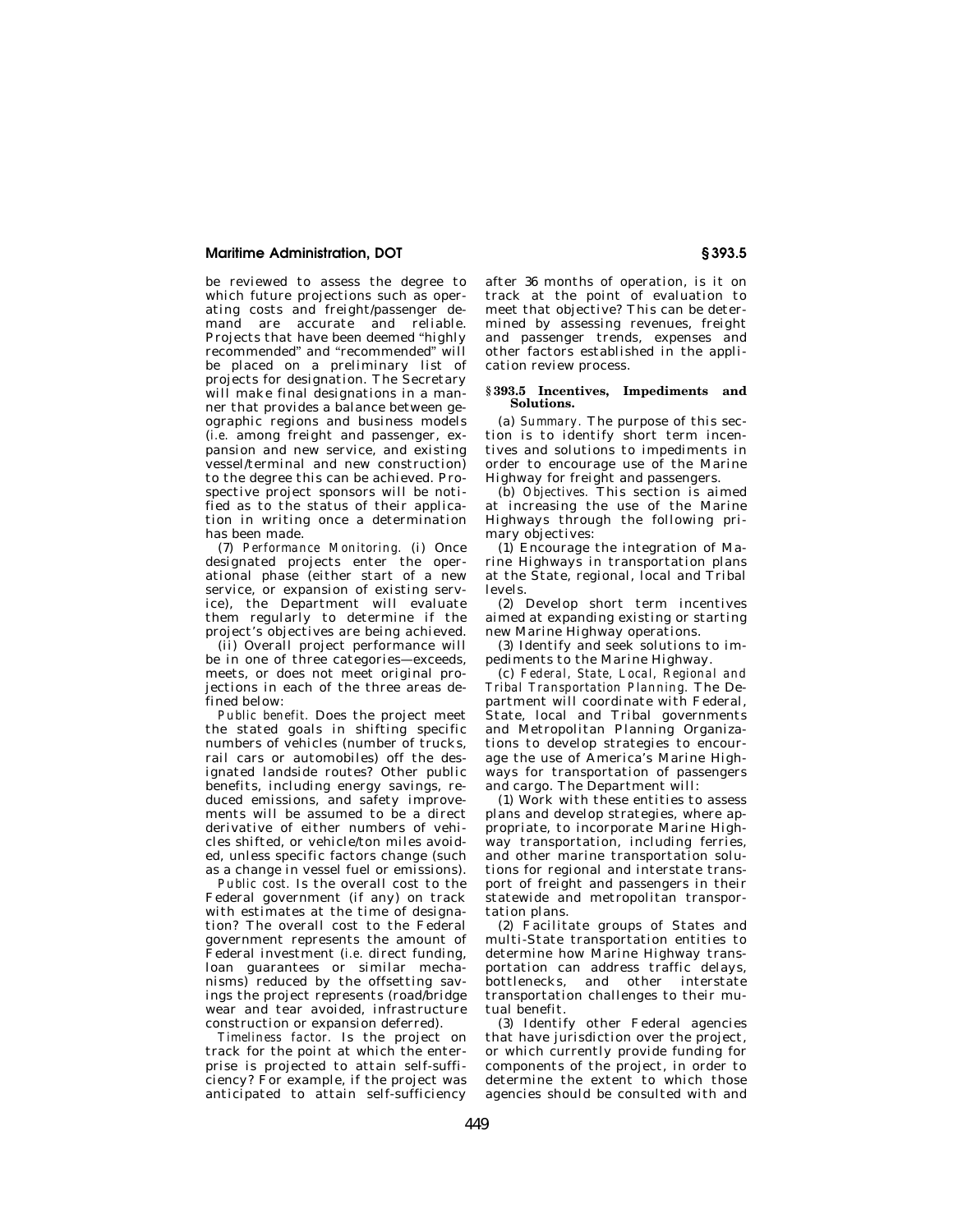be reviewed to assess the degree to which future projections such as operating costs and freight/passenger demand are accurate and reliable. Projects that have been deemed "highly recommended" and "recommended" will be placed on a preliminary list of projects for designation. The Secretary will make final designations in a manner that provides a balance between geographic regions and business models (*i.e.* among freight and passenger, expansion and new service, and existing vessel/terminal and new construction) to the degree this can be achieved. Prospective project sponsors will be notified as to the status of their application in writing once a determination has been made.

(7) *Performance Monitoring.* (i) Once designated projects enter the operational phase (either start of a new service, or expansion of existing service), the Department will evaluate them regularly to determine if the project's objectives are being achieved.

(ii) Overall project performance will be in one of three categories—exceeds, meets, or does not meet original projections in each of the three areas defined below:

*Public benefit.* Does the project meet the stated goals in shifting specific numbers of vehicles (number of trucks, rail cars or automobiles) off the designated landside routes? Other public benefits, including energy savings, reduced emissions, and safety improvements will be assumed to be a direct derivative of either numbers of vehicles shifted, or vehicle/ton miles avoided, unless specific factors change (such as a change in vessel fuel or emissions).

*Public cost.* Is the overall cost to the Federal government (if any) on track with estimates at the time of designation? The overall cost to the Federal government represents the amount of Federal investment (*i.e.* direct funding, loan guarantees or similar mechanisms) reduced by the offsetting savings the project represents (road/bridge wear and tear avoided, infrastructure construction or expansion deferred).

*Timeliness factor.* Is the project on track for the point at which the enterprise is projected to attain self-sufficiency? For example, if the project was anticipated to attain self-sufficiency after 36 months of operation, is it on track at the point of evaluation to meet that objective? This can be determined by assessing revenues, freight and passenger trends, expenses and other factors established in the application review process.

### § 393.5 Incentives, Impediments and Solutions.

(a) *Summary.* The purpose of this section is to identify short term incentives and solutions to impediments in order to encourage use of the Marine Highway for freight and passengers.

(b) *Objectives.* This section is aimed at increasing the use of the Marine Highways through the following primary objectives:

(1) Encourage the integration of Marine Highways in transportation plans at the State, regional, local and Tribal levels.

(2) Develop short term incentives aimed at expanding existing or starting new Marine Highway operations.

(3) Identify and seek solutions to impediments to the Marine Highway.

(c) *Federal, State, Local, Regional and Tribal Transportation Planning.* The Department will coordinate with Federal, State, local and Tribal governments and Metropolitan Planning Organizations to develop strategies to encourage the use of America's Marine Highways for transportation of passengers and cargo. The Department will:

(1) Work with these entities to assess plans and develop strategies, where appropriate, to incorporate Marine Highway transportation, including ferries, and other marine transportation solutions for regional and interstate transport of freight and passengers in their statewide and metropolitan transportation plans.

(2) Facilitate groups of States and multi-State transportation entities to determine how Marine Highway transportation can address traffic delays, bottlenecks, and other interstate transportation challenges to their mutual benefit.

(3) Identify other Federal agencies that have jurisdiction over the project, or which currently provide funding for components of the project, in order to determine the extent to which those agencies should be consulted with and